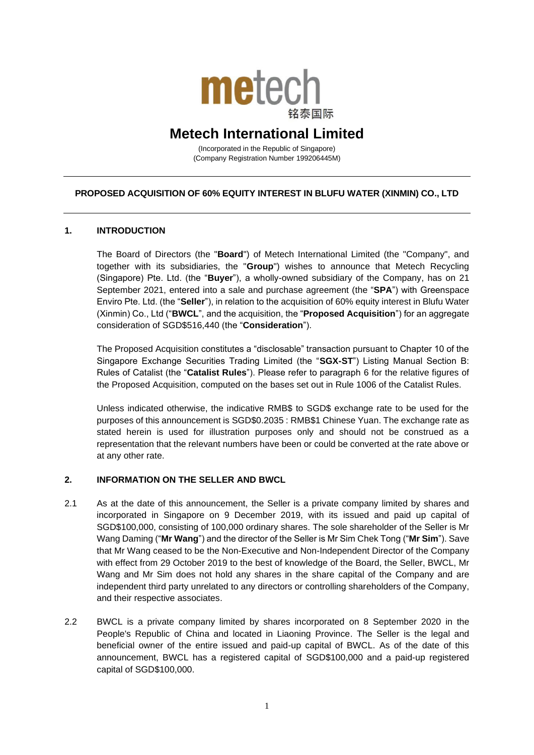metech 铭泰国际

# Metech International Limited

(Incorporated in the Republic of Singapore)
(Company Registration Number 199206445M)

---

**PROPOSED ACQUISITION OF 60% EQUITY INTEREST IN BLUFU WATER (XINMIN) CO., LTD**

---

## 1. INTRODUCTION

The Board of Directors (the "**Board**") of Metech International Limited (the "Company", and together with its subsidiaries, the "**Group**") wishes to announce that Metech Recycling (Singapore) Pte. Ltd. (the "**Buyer**"), a wholly-owned subsidiary of the Company, has on 21 September 2021, entered into a sale and purchase agreement (the "**SPA**") with Greenspace Enviro Pte. Ltd. (the "**Seller**"), in relation to the acquisition of 60% equity interest in Blufu Water (Xinmin) Co., Ltd ("**BWCL**", and the acquisition, the "**Proposed Acquisition**") for an aggregate consideration of SGD$516,440 (the "**Consideration**").

The Proposed Acquisition constitutes a "disclosable" transaction pursuant to Chapter 10 of the Singapore Exchange Securities Trading Limited (the "**SGX-ST**") Listing Manual Section B: Rules of Catalist (the "**Catalist Rules**"). Please refer to paragraph 6 for the relative figures of the Proposed Acquisition, computed on the bases set out in Rule 1006 of the Catalist Rules.

Unless indicated otherwise, the indicative RMB$ to SGD$ exchange rate to be used for the purposes of this announcement is SGD$0.2035 : RMB$1 Chinese Yuan. The exchange rate as stated herein is used for illustration purposes only and should not be construed as a representation that the relevant numbers have been or could be converted at the rate above or at any other rate.

## 2. INFORMATION ON THE SELLER AND BWCL

2.1 As at the date of this announcement, the Seller is a private company limited by shares and incorporated in Singapore on 9 December 2019, with its issued and paid up capital of SGD$100,000, consisting of 100,000 ordinary shares. The sole shareholder of the Seller is Mr Wang Daming ("**Mr Wang**") and the director of the Seller is Mr Sim Chek Tong ("**Mr Sim**"). Save that Mr Wang ceased to be the Non-Executive and Non-Independent Director of the Company with effect from 29 October 2019 to the best of knowledge of the Board, the Seller, BWCL, Mr Wang and Mr Sim does not hold any shares in the share capital of the Company and are independent third party unrelated to any directors or controlling shareholders of the Company, and their respective associates.

2.2 BWCL is a private company limited by shares incorporated on 8 September 2020 in the People's Republic of China and located in Liaoning Province. The Seller is the legal and beneficial owner of the entire issued and paid-up capital of BWCL. As of the date of this announcement, BWCL has a registered capital of SGD$100,000 and a paid-up registered capital of SGD$100,000.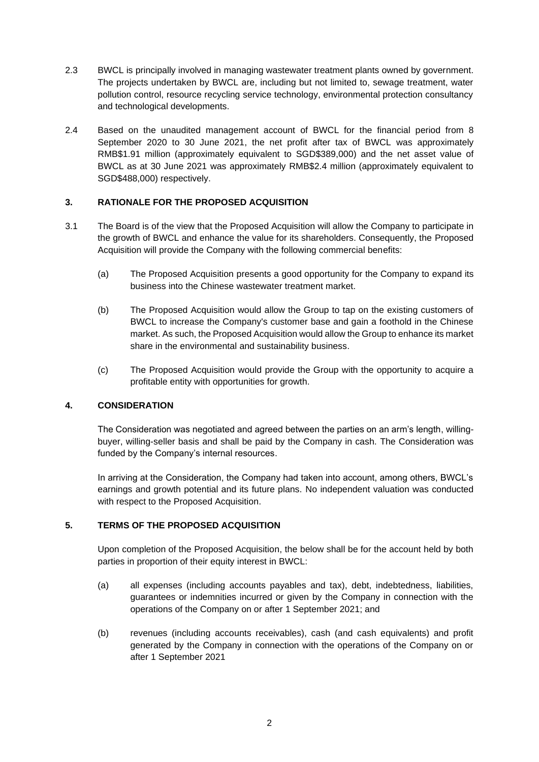2.3 BWCL is principally involved in managing wastewater treatment plants owned by government. The projects undertaken by BWCL are, including but not limited to, sewage treatment, water pollution control, resource recycling service technology, environmental protection consultancy and technological developments.

2.4 Based on the unaudited management account of BWCL for the financial period from 8 September 2020 to 30 June 2021, the net profit after tax of BWCL was approximately RMB$1.91 million (approximately equivalent to SGD$389,000) and the net asset value of BWCL as at 30 June 2021 was approximately RMB$2.4 million (approximately equivalent to SGD$488,000) respectively.

## 3. RATIONALE FOR THE PROPOSED ACQUISITION

3.1 The Board is of the view that the Proposed Acquisition will allow the Company to participate in the growth of BWCL and enhance the value for its shareholders. Consequently, the Proposed Acquisition will provide the Company with the following commercial benefits:

(a) The Proposed Acquisition presents a good opportunity for the Company to expand its business into the Chinese wastewater treatment market.

(b) The Proposed Acquisition would allow the Group to tap on the existing customers of BWCL to increase the Company's customer base and gain a foothold in the Chinese market. As such, the Proposed Acquisition would allow the Group to enhance its market share in the environmental and sustainability business.

(c) The Proposed Acquisition would provide the Group with the opportunity to acquire a profitable entity with opportunities for growth.

## 4. CONSIDERATION

The Consideration was negotiated and agreed between the parties on an arm's length, willing-buyer, willing-seller basis and shall be paid by the Company in cash. The Consideration was funded by the Company's internal resources.

In arriving at the Consideration, the Company had taken into account, among others, BWCL's earnings and growth potential and its future plans. No independent valuation was conducted with respect to the Proposed Acquisition.

## 5. TERMS OF THE PROPOSED ACQUISITION

Upon completion of the Proposed Acquisition, the below shall be for the account held by both parties in proportion of their equity interest in BWCL:

(a) all expenses (including accounts payables and tax), debt, indebtedness, liabilities, guarantees or indemnities incurred or given by the Company in connection with the operations of the Company on or after 1 September 2021; and

(b) revenues (including accounts receivables), cash (and cash equivalents) and profit generated by the Company in connection with the operations of the Company on or after 1 September 2021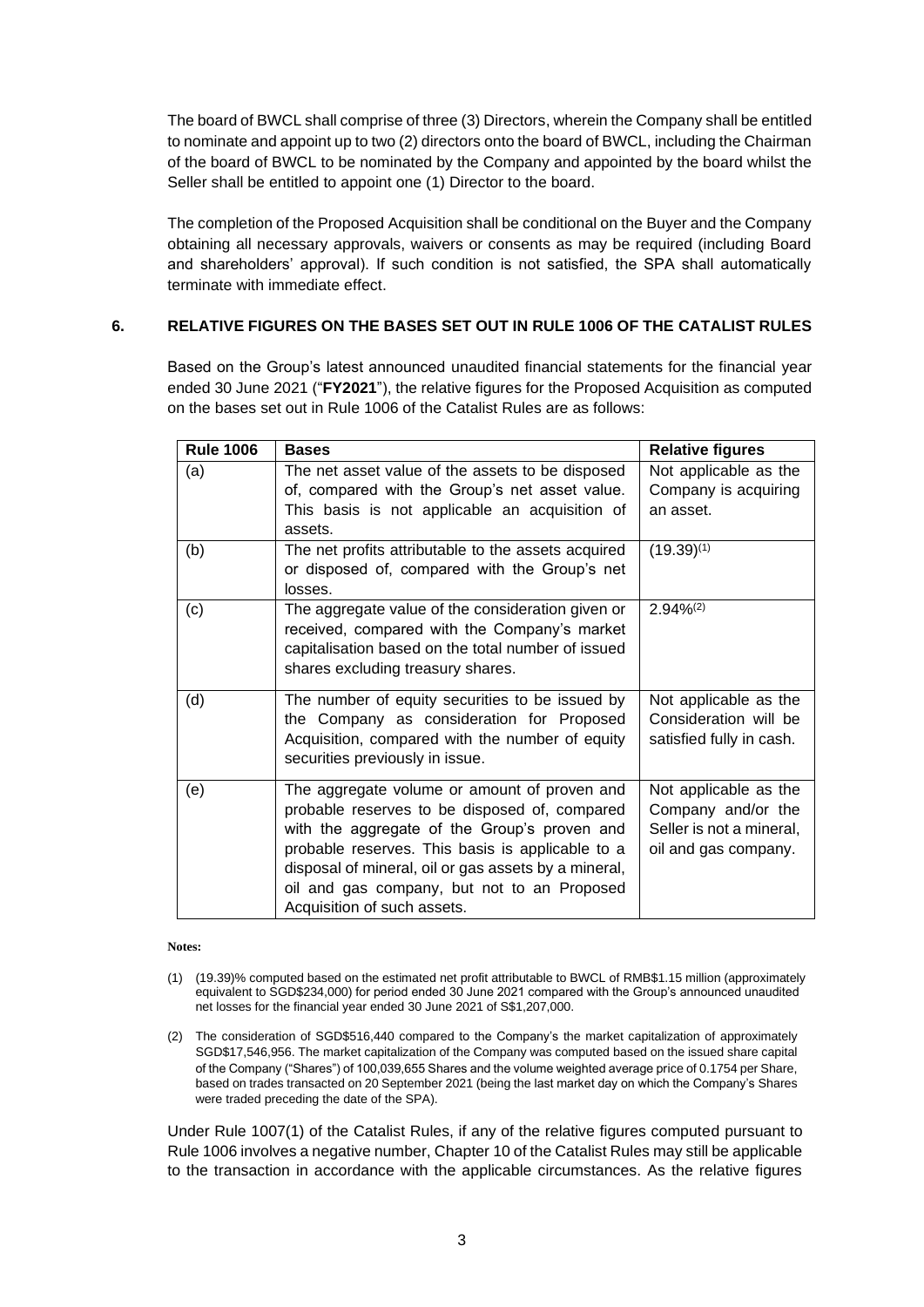The board of BWCL shall comprise of three (3) Directors, wherein the Company shall be entitled to nominate and appoint up to two (2) directors onto the board of BWCL, including the Chairman of the board of BWCL to be nominated by the Company and appointed by the board whilst the Seller shall be entitled to appoint one (1) Director to the board.

The completion of the Proposed Acquisition shall be conditional on the Buyer and the Company obtaining all necessary approvals, waivers or consents as may be required (including Board and shareholders' approval). If such condition is not satisfied, the SPA shall automatically terminate with immediate effect.

## 6. RELATIVE FIGURES ON THE BASES SET OUT IN RULE 1006 OF THE CATALIST RULES

Based on the Group's latest announced unaudited financial statements for the financial year ended 30 June 2021 ("**FY2021**"), the relative figures for the Proposed Acquisition as computed on the bases set out in Rule 1006 of the Catalist Rules are as follows:

| Rule 1006 | Bases | Relative figures |
|---|---|---|
| (a) | The net asset value of the assets to be disposed of, compared with the Group's net asset value. This basis is not applicable an acquisition of assets. | Not applicable as the Company is acquiring an asset. |
| (b) | The net profits attributable to the assets acquired or disposed of, compared with the Group's net losses. | (19.39)[(1)] |
| (c) | The aggregate value of the consideration given or received, compared with the Company's market capitalisation based on the total number of issued shares excluding treasury shares. | 2.94%[(2)] |
| (d) | The number of equity securities to be issued by the Company as consideration for Proposed Acquisition, compared with the number of equity securities previously in issue. | Not applicable as the Consideration will be satisfied fully in cash. |
| (e) | The aggregate volume or amount of proven and probable reserves to be disposed of, compared with the aggregate of the Group's proven and probable reserves. This basis is applicable to a disposal of mineral, oil or gas assets by a mineral, oil and gas company, but not to an Proposed Acquisition of such assets. | Not applicable as the Company and/or the Seller is not a mineral, oil and gas company. |

**Notes:**

(1) (19.39)% computed based on the estimated net profit attributable to BWCL of RMB$1.15 million (approximately equivalent to SGD$234,000) for period ended 30 June 2021 compared with the Group's announced unaudited net losses for the financial year ended 30 June 2021 of S$1,207,000.

(2) The consideration of SGD$516,440 compared to the Company's the market capitalization of approximately SGD$17,546,956. The market capitalization of the Company was computed based on the issued share capital of the Company ("Shares") of 100,039,655 Shares and the volume weighted average price of 0.1754 per Share, based on trades transacted on 20 September 2021 (being the last market day on which the Company's Shares were traded preceding the date of the SPA).

Under Rule 1007(1) of the Catalist Rules, if any of the relative figures computed pursuant to Rule 1006 involves a negative number, Chapter 10 of the Catalist Rules may still be applicable to the transaction in accordance with the applicable circumstances. As the relative figures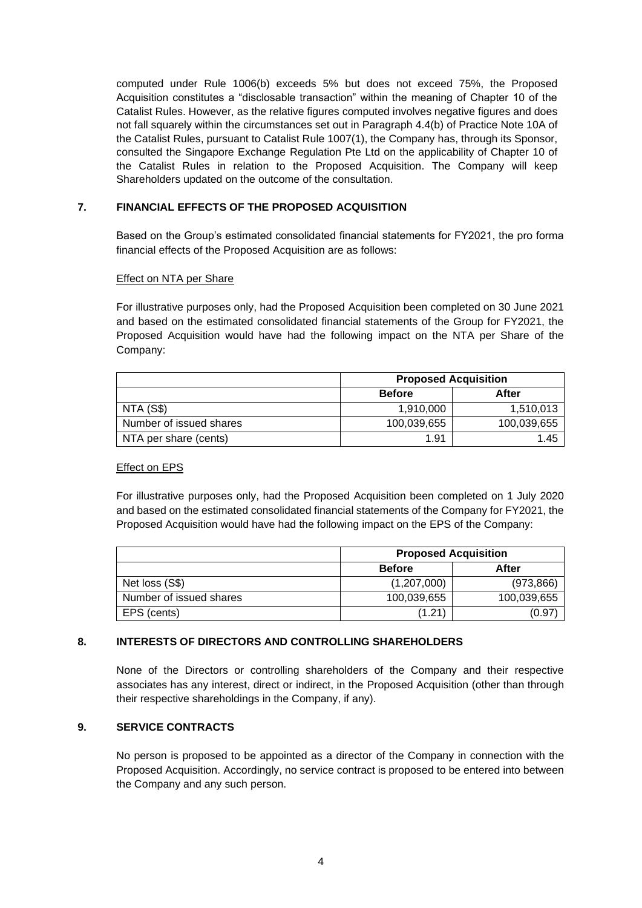computed under Rule 1006(b) exceeds 5% but does not exceed 75%, the Proposed Acquisition constitutes a "disclosable transaction" within the meaning of Chapter 10 of the Catalist Rules. However, as the relative figures computed involves negative figures and does not fall squarely within the circumstances set out in Paragraph 4.4(b) of Practice Note 10A of the Catalist Rules, pursuant to Catalist Rule 1007(1), the Company has, through its Sponsor, consulted the Singapore Exchange Regulation Pte Ltd on the applicability of Chapter 10 of the Catalist Rules in relation to the Proposed Acquisition. The Company will keep Shareholders updated on the outcome of the consultation.

## 7. FINANCIAL EFFECTS OF THE PROPOSED ACQUISITION

Based on the Group's estimated consolidated financial statements for FY2021, the pro forma financial effects of the Proposed Acquisition are as follows:

Effect on NTA per Share

For illustrative purposes only, had the Proposed Acquisition been completed on 30 June 2021 and based on the estimated consolidated financial statements of the Group for FY2021, the Proposed Acquisition would have had the following impact on the NTA per Share of the Company:

| | **Proposed Acquisition** | |
|---|---|---|
| | **Before** | **After** |
| NTA (S$) | 1,910,000 | 1,510,013 |
| Number of issued shares | 100,039,655 | 100,039,655 |
| NTA per share (cents) | 1.91 | 1.45 |

Effect on EPS

For illustrative purposes only, had the Proposed Acquisition been completed on 1 July 2020 and based on the estimated consolidated financial statements of the Company for FY2021, the Proposed Acquisition would have had the following impact on the EPS of the Company:

| | **Proposed Acquisition** | |
|---|---|---|
| | **Before** | **After** |
| Net loss (S$) | (1,207,000) | (973,866) |
| Number of issued shares | 100,039,655 | 100,039,655 |
| EPS (cents) | (1.21) | (0.97) |

## 8. INTERESTS OF DIRECTORS AND CONTROLLING SHAREHOLDERS

None of the Directors or controlling shareholders of the Company and their respective associates has any interest, direct or indirect, in the Proposed Acquisition (other than through their respective shareholdings in the Company, if any).

## 9. SERVICE CONTRACTS

No person is proposed to be appointed as a director of the Company in connection with the Proposed Acquisition. Accordingly, no service contract is proposed to be entered into between the Company and any such person.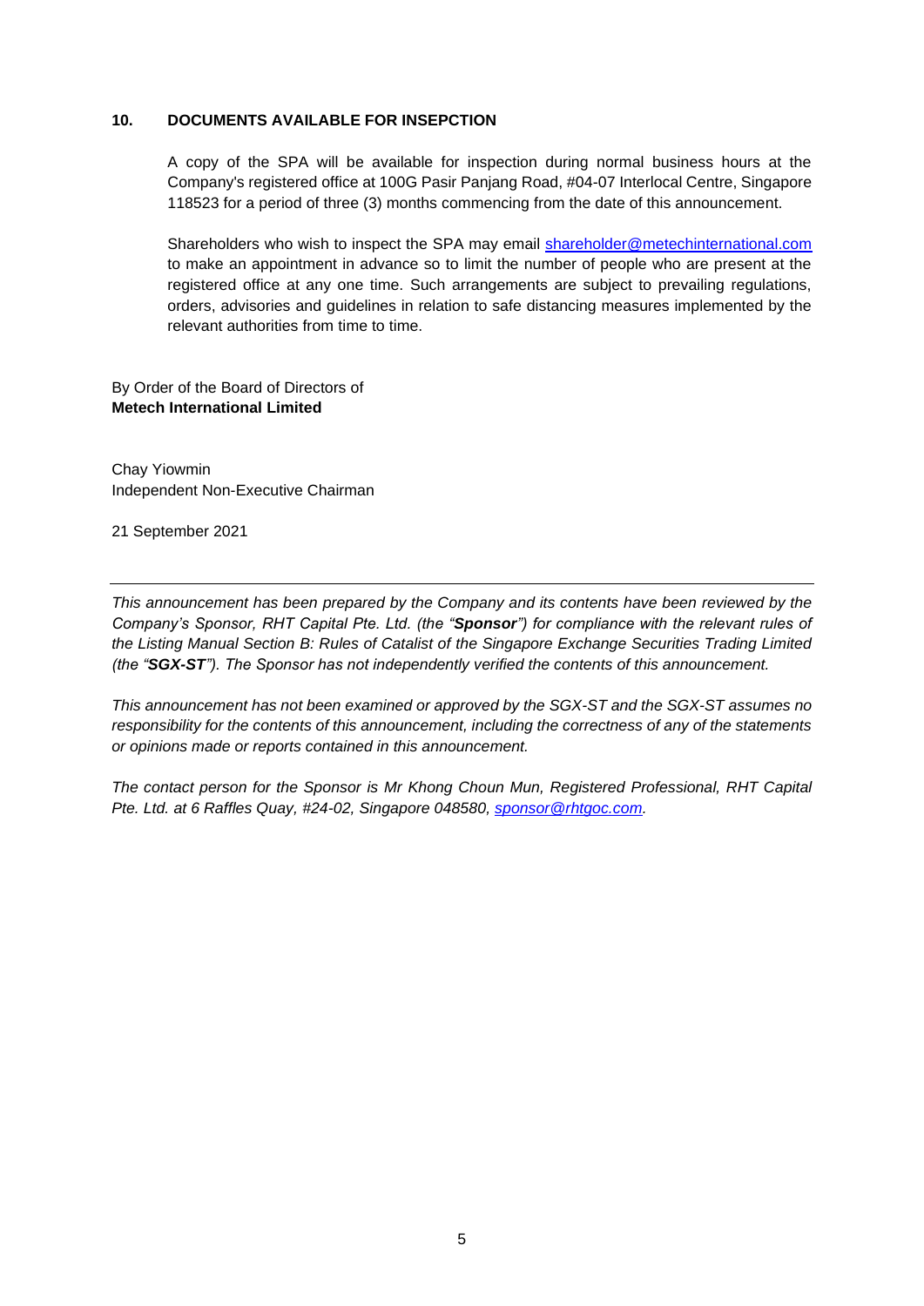## 10. DOCUMENTS AVAILABLE FOR INSEPCTION

A copy of the SPA will be available for inspection during normal business hours at the Company's registered office at 100G Pasir Panjang Road, #04-07 Interlocal Centre, Singapore 118523 for a period of three (3) months commencing from the date of this announcement.

Shareholders who wish to inspect the SPA may email shareholder@metechinternational.com to make an appointment in advance so to limit the number of people who are present at the registered office at any one time. Such arrangements are subject to prevailing regulations, orders, advisories and guidelines in relation to safe distancing measures implemented by the relevant authorities from time to time.

By Order of the Board of Directors of
**Metech International Limited**

Chay Yiowmin
Independent Non-Executive Chairman

21 September 2021

---

*This announcement has been prepared by the Company and its contents have been reviewed by the Company's Sponsor, RHT Capital Pte. Ltd. (the "**Sponsor**") for compliance with the relevant rules of the Listing Manual Section B: Rules of Catalist of the Singapore Exchange Securities Trading Limited (the "**SGX-ST**"). The Sponsor has not independently verified the contents of this announcement.*

*This announcement has not been examined or approved by the SGX-ST and the SGX-ST assumes no responsibility for the contents of this announcement, including the correctness of any of the statements or opinions made or reports contained in this announcement.*

*The contact person for the Sponsor is Mr Khong Choun Mun, Registered Professional, RHT Capital Pte. Ltd. at 6 Raffles Quay, #24-02, Singapore 048580, sponsor@rhtgoc.com.*